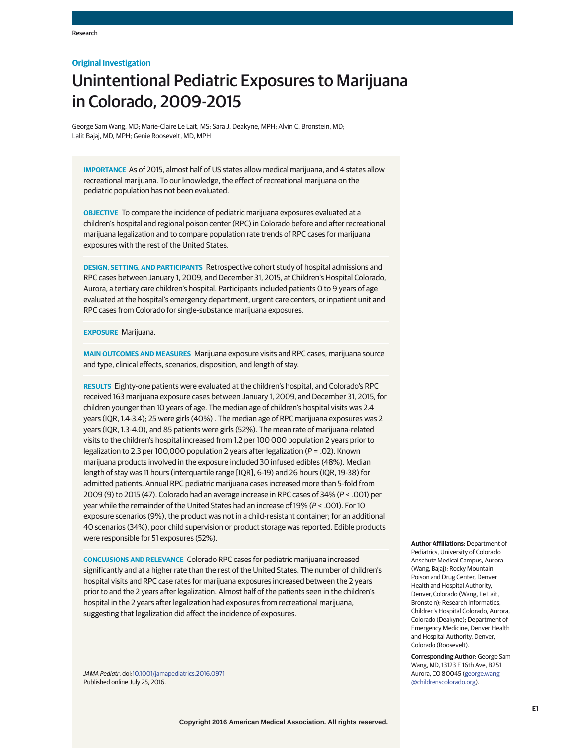Original Investigation

# Unintentional Pediatric Exposures to Marijuana in Colorado, 2009-2015

George Sam Wang, MD; Marie-Claire Le Lait, MS; Sara J. Deakyne, MPH; Alvin C. Bronstein, MD; Lalit Bajaj, MD, MPH; Genie Roosevelt, MD, MPH

**IMPORTANCE** As of 2015, almost half of US states allow medical marijuana, and 4 states allow recreational marijuana. To our knowledge, the effect of recreational marijuana on the pediatric population has not been evaluated.

**OBJECTIVE** To compare the incidence of pediatric marijuana exposures evaluated at a children's hospital and regional poison center (RPC) in Colorado before and after recreational marijuana legalization and to compare population rate trends of RPC cases for marijuana exposures with the rest of the United States.

**DESIGN, SETTING, AND PARTICIPANTS** Retrospective cohort study of hospital admissions and RPC cases between January 1, 2009, and December 31, 2015, at Children's Hospital Colorado, Aurora, a tertiary care children's hospital. Participants included patients 0 to 9 years of age evaluated at the hospital's emergency department, urgent care centers, or inpatient unit and RPC cases from Colorado for single-substance marijuana exposures.

**EXPOSURE** Marijuana.

**MAIN OUTCOMES AND MEASURES** Marijuana exposure visits and RPC cases, marijuana source and type, clinical effects, scenarios, disposition, and length of stay.

**RESULTS** Eighty-one patients were evaluated at the children's hospital, and Colorado's RPC received 163 marijuana exposure cases between January 1, 2009, and December 31, 2015, for children younger than 10 years of age. The median age of children's hospital visits was 2.4 years (IQR, 1.4-3.4); 25 were girls (40%) . The median age of RPC marijuana exposures was 2 years (IQR, 1.3-4.0), and 85 patients were girls (52%). The mean rate of marijuana-related visits to the children's hospital increased from 1.2 per 100 000 population 2 years prior to legalization to 2.3 per 100,000 population 2 years after legalization ($P = .02$). Known marijuana products involved in the exposure included 30 infused edibles (48%). Median length of stay was 11 hours (interquartile range [IQR], 6-19) and 26 hours (IQR, 19-38) for admitted patients. Annual RPC pediatric marijuana cases increased more than 5-fold from 2009 (9) to 2015 (47). Colorado had an average increase in RPC cases of 34% ($P < .001$) per year while the remainder of the United States had an increase of 19% ($P < .001$). For 10 exposure scenarios (9%), the product was not in a child-resistant container; for an additional 40 scenarios (34%), poor child supervision or product storage was reported. Edible products were responsible for 51 exposures (52%).

**CONCLUSIONS AND RELEVANCE** Colorado RPC cases for pediatric marijuana increased significantly and at a higher rate than the rest of the United States. The number of children's hospital visits and RPC case rates for marijuana exposures increased between the 2 years prior to and the 2 years after legalization. Almost half of the patients seen in the children's hospital in the 2 years after legalization had exposures from recreational marijuana, suggesting that legalization did affect the incidence of exposures.

*JAMA Pediatr*. doi:10.1001/jamapediatrics.2016.0971
Published online July 25, 2016.

**Author Affiliations:** Department of Pediatrics, University of Colorado Anschutz Medical Campus, Aurora (Wang, Bajaj); Rocky Mountain Poison and Drug Center, Denver Health and Hospital Authority, Denver, Colorado (Wang, Le Lait, Bronstein); Research Informatics, Children's Hospital Colorado, Aurora, Colorado (Deakyne); Department of Emergency Medicine, Denver Health and Hospital Authority, Denver, Colorado (Roosevelt).

**Corresponding Author:** George Sam Wang, MD, 13123 E 16th Ave, B251 Aurora, CO 80045 (george.wang@childrenscolorado.org).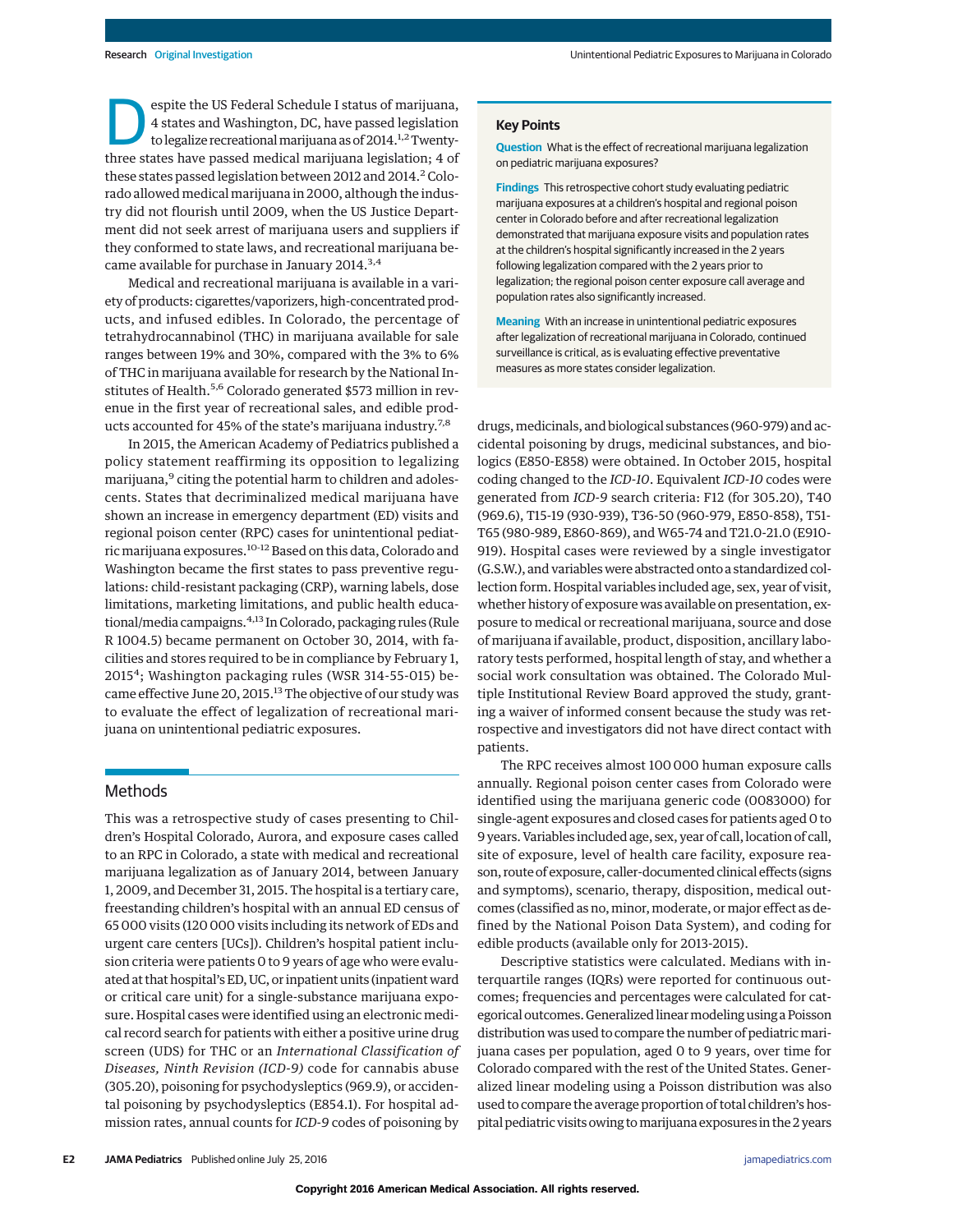Despite the US Federal Schedule I status of marijuana, 4 states and Washington, DC, have passed legislation to legalize recreational marijuana as of 2014.[1,2] Twenty-three states have passed medical marijuana legislation; 4 of these states passed legislation between 2012 and 2014.[2] Colorado allowed medical marijuana in 2000, although the industry did not flourish until 2009, when the US Justice Department did not seek arrest of marijuana users and suppliers if they conformed to state laws, and recreational marijuana became available for purchase in January 2014.[3,4]

Medical and recreational marijuana is available in a variety of products: cigarettes/vaporizers, high-concentrated products, and infused edibles. In Colorado, the percentage of tetrahydrocannabinol (THC) in marijuana available for sale ranges between 19% and 30%, compared with the 3% to 6% of THC in marijuana available for research by the National Institutes of Health.[5,6] Colorado generated $573 million in revenue in the first year of recreational sales, and edible products accounted for 45% of the state's marijuana industry.[7,8]

In 2015, the American Academy of Pediatrics published a policy statement reaffirming its opposition to legalizing marijuana,[9] citing the potential harm to children and adolescents. States that decriminalized medical marijuana have shown an increase in emergency department (ED) visits and regional poison center (RPC) cases for unintentional pediatric marijuana exposures.[10-12] Based on this data, Colorado and Washington became the first states to pass preventive regulations: child-resistant packaging (CRP), warning labels, dose limitations, marketing limitations, and public health educational/media campaigns.[4,13] In Colorado, packaging rules (Rule R 1004.5) became permanent on October 30, 2014, with facilities and stores required to be in compliance by February 1, 2015[4]; Washington packaging rules (WSR 314-55-015) became effective June 20, 2015.[13] The objective of our study was to evaluate the effect of legalization of recreational marijuana on unintentional pediatric exposures.

> **Key Points**
>
> **Question** What is the effect of recreational marijuana legalization on pediatric marijuana exposures?
>
> **Findings** This retrospective cohort study evaluating pediatric marijuana exposures at a children's hospital and regional poison center in Colorado before and after recreational legalization demonstrated that marijuana exposure visits and population rates at the children's hospital significantly increased in the 2 years following legalization compared with the 2 years prior to legalization; the regional poison center exposure call average and population rates also significantly increased.
>
> **Meaning** With an increase in unintentional pediatric exposures after legalization of recreational marijuana in Colorado, continued surveillance is critical, as is evaluating effective preventative measures as more states consider legalization.

## Methods

This was a retrospective study of cases presenting to Children's Hospital Colorado, Aurora, and exposure cases called to an RPC in Colorado, a state with medical and recreational marijuana legalization as of January 2014, between January 1, 2009, and December 31, 2015. The hospital is a tertiary care, freestanding children's hospital with an annual ED census of 65 000 visits (120 000 visits including its network of EDs and urgent care centers [UCs]). Children's hospital patient inclusion criteria were patients 0 to 9 years of age who were evaluated at that hospital's ED, UC, or inpatient units (inpatient ward or critical care unit) for a single-substance marijuana exposure. Hospital cases were identified using an electronic medical record search for patients with either a positive urine drug screen (UDS) for THC or an *International Classification of Diseases, Ninth Revision (ICD-9)* code for cannabis abuse (305.20), poisoning for psychodysleptics (969.9), or accidental poisoning by psychodysleptics (E854.1). For hospital admission rates, annual counts for *ICD-9* codes of poisoning by drugs, medicinals, and biological substances (960-979) and accidental poisoning by drugs, medicinal substances, and biologics (E850-E858) were obtained. In October 2015, hospital coding changed to the *ICD-10*. Equivalent *ICD-10* codes were generated from *ICD-9* search criteria: F12 (for 305.20), T40 (969.6), T15-19 (930-939), T36-50 (960-979, E850-858), T51-T65 (980-989, E860-869), and W65-74 and T21.0-21.0 (E910-919). Hospital cases were reviewed by a single investigator (G.S.W.), and variables were abstracted onto a standardized collection form. Hospital variables included age, sex, year of visit, whether history of exposure was available on presentation, exposure to medical or recreational marijuana, source and dose of marijuana if available, product, disposition, ancillary laboratory tests performed, hospital length of stay, and whether a social work consultation was obtained. The Colorado Multiple Institutional Review Board approved the study, granting a waiver of informed consent because the study was retrospective and investigators did not have direct contact with patients.

The RPC receives almost 100 000 human exposure calls annually. Regional poison center cases from Colorado were identified using the marijuana generic code (0083000) for single-agent exposures and closed cases for patients aged 0 to 9 years. Variables included age, sex, year of call, location of call, site of exposure, level of health care facility, exposure reason, route of exposure, caller-documented clinical effects (signs and symptoms), scenario, therapy, disposition, medical outcomes (classified as no, minor, moderate, or major effect as defined by the National Poison Data System), and coding for edible products (available only for 2013-2015).

Descriptive statistics were calculated. Medians with interquartile ranges (IQRs) were reported for continuous outcomes; frequencies and percentages were calculated for categorical outcomes. Generalized linear modeling using a Poisson distribution was used to compare the number of pediatric marijuana cases per population, aged 0 to 9 years, over time for Colorado compared with the rest of the United States. Generalized linear modeling using a Poisson distribution was also used to compare the average proportion of total children's hospital pediatric visits owing to marijuana exposures in the 2 years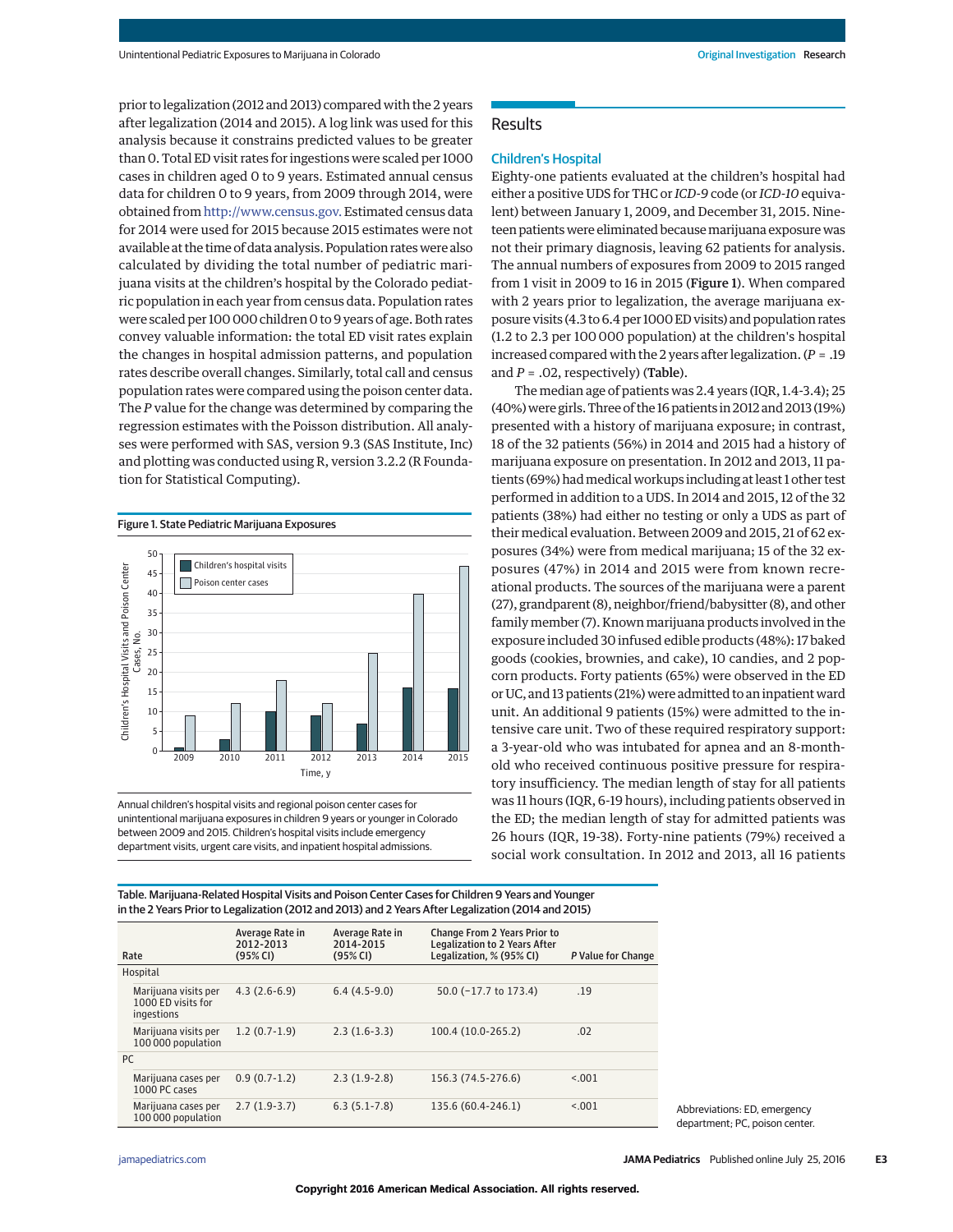prior to legalization (2012 and 2013) compared with the 2 years after legalization (2014 and 2015). A log link was used for this analysis because it constrains predicted values to be greater than 0. Total ED visit rates for ingestions were scaled per 1000 cases in children aged 0 to 9 years. Estimated annual census data for children 0 to 9 years, from 2009 through 2014, were obtained from http://www.census.gov. Estimated census data for 2014 were used for 2015 because 2015 estimates were not available at the time of data analysis. Population rates were also calculated by dividing the total number of pediatric marijuana visits at the children's hospital by the Colorado pediatric population in each year from census data. Population rates were scaled per 100 000 children 0 to 9 years of age. Both rates convey valuable information: the total ED visit rates explain the changes in hospital admission patterns, and population rates describe overall changes. Similarly, total call and census population rates were compared using the poison center data. The *P* value for the change was determined by comparing the regression estimates with the Poisson distribution. All analyses were performed with SAS, version 9.3 (SAS Institute, Inc) and plotting was conducted using R, version 3.2.2 (R Foundation for Statistical Computing).

Figure 1. State Pediatric Marijuana Exposures

Annual children's hospital visits and regional poison center cases for unintentional marijuana exposures in children 9 years or younger in Colorado between 2009 and 2015. Children's hospital visits include emergency department visits, urgent care visits, and inpatient hospital admissions.

## Results

### Children's Hospital

Eighty-one patients evaluated at the children's hospital had either a positive UDS for THC or *ICD-9* code (or *ICD-10* equivalent) between January 1, 2009, and December 31, 2015. Nineteen patients were eliminated because marijuana exposure was not their primary diagnosis, leaving 62 patients for analysis. The annual numbers of exposures from 2009 to 2015 ranged from 1 visit in 2009 to 16 in 2015 (**Figure 1**). When compared with 2 years prior to legalization, the average marijuana exposure visits (4.3 to 6.4 per 1000 ED visits) and population rates (1.2 to 2.3 per 100 000 population) at the children's hospital increased compared with the 2 years after legalization. (*P* = .19 and *P* = .02, respectively) (**Table**).

The median age of patients was 2.4 years (IQR, 1.4-3.4); 25 (40%) were girls. Three of the 16 patients in 2012 and 2013 (19%) presented with a history of marijuana exposure; in contrast, 18 of the 32 patients (56%) in 2014 and 2015 had a history of marijuana exposure on presentation. In 2012 and 2013, 11 patients (69%) had medical workups including at least 1 other test performed in addition to a UDS. In 2014 and 2015, 12 of the 32 patients (38%) had either no testing or only a UDS as part of their medical evaluation. Between 2009 and 2015, 21 of 62 exposures (34%) were from medical marijuana; 15 of the 32 exposures (47%) in 2014 and 2015 were from known recreational products. The sources of the marijuana were a parent (27), grandparent (8), neighbor/friend/babysitter (8), and other family member (7). Known marijuana products involved in the exposure included 30 infused edible products (48%): 17 baked goods (cookies, brownies, and cake), 10 candies, and 2 popcorn products. Forty patients (65%) were observed in the ED or UC, and 13 patients (21%) were admitted to an inpatient ward unit. An additional 9 patients (15%) were admitted to the intensive care unit. Two of these required respiratory support: a 3-year-old who was intubated for apnea and an 8-month-old who received continuous positive pressure for respiratory insufficiency. The median length of stay for all patients was 11 hours (IQR, 6-19 hours), including patients observed in the ED; the median length of stay for admitted patients was 26 hours (IQR, 19-38). Forty-nine patients (79%) received a social work consultation. In 2012 and 2013, all 16 patients

Table. Marijuana-Related Hospital Visits and Poison Center Cases for Children 9 Years and Younger in the 2 Years Prior to Legalization (2012 and 2013) and 2 Years After Legalization (2014 and 2015)

| Rate | Average Rate in 2012-2013 (95% CI) | Average Rate in 2014-2015 (95% CI) | Change From 2 Years Prior to Legalization to 2 Years After Legalization, % (95% CI) | *P* Value for Change |
|---|---|---|---|---|
| Hospital | | | | |
| Marijuana visits per 1000 ED visits for ingestions | 4.3 (2.6-6.9) | 6.4 (4.5-9.0) | 50.0 (−17.7 to 173.4) | .19 |
| Marijuana visits per 100 000 population | 1.2 (0.7-1.9) | 2.3 (1.6-3.3) | 100.4 (10.0-265.2) | .02 |
| PC | | | | |
| Marijuana cases per 1000 PC cases | 0.9 (0.7-1.2) | 2.3 (1.9-2.8) | 156.3 (74.5-276.6) | <.001 |
| Marijuana cases per 100 000 population | 2.7 (1.9-3.7) | 6.3 (5.1-7.8) | 135.6 (60.4-246.1) | <.001 |

Abbreviations: ED, emergency department; PC, poison center.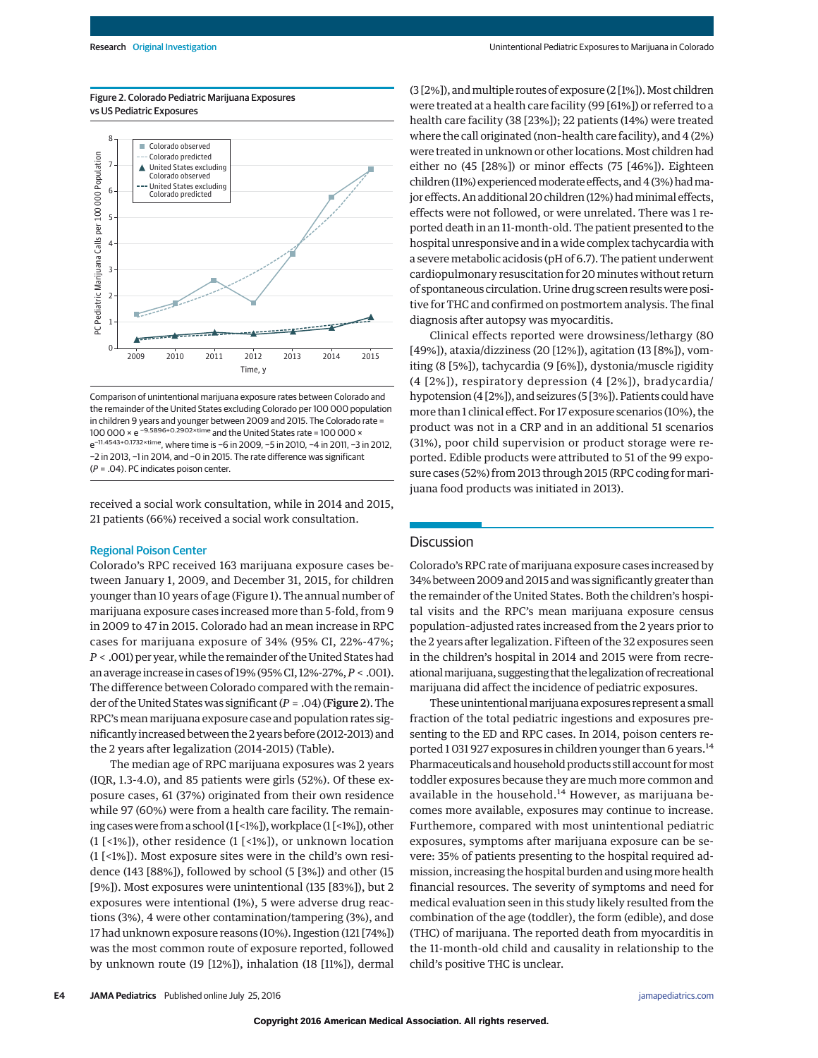Figure 2. Colorado Pediatric Marijuana Exposures vs US Pediatric Exposures

Comparison of unintentional marijuana exposure rates between Colorado and the remainder of the United States excluding Colorado per 100 000 population in children 9 years and younger between 2009 and 2015. The Colorado rate = 100 000 × $e^{-9.5896+0.2902\times time}$ and the United States rate = 100 000 × $e^{-11.4543+0.1732\times time}$, where time is −6 in 2009, −5 in 2010, −4 in 2011, −3 in 2012, −2 in 2013, −1 in 2014, and −0 in 2015. The rate difference was significant ($P = .04$). PC indicates poison center.

received a social work consultation, while in 2014 and 2015, 21 patients (66%) received a social work consultation.

### Regional Poison Center

Colorado's RPC received 163 marijuana exposure cases between January 1, 2009, and December 31, 2015, for children younger than 10 years of age (Figure 1). The annual number of marijuana exposure cases increased more than 5-fold, from 9 in 2009 to 47 in 2015. Colorado had an mean increase in RPC cases for marijuana exposure of 34% (95% CI, 22%-47%; $P < .001$) per year, while the remainder of the United States had an average increase in cases of 19% (95% CI, 12%-27%, $P < .001$). The difference between Colorado compared with the remainder of the United States was significant ($P = .04$) (Figure 2). The RPC's mean marijuana exposure case and population rates significantly increased between the 2 years before (2012-2013) and the 2 years after legalization (2014-2015) (Table).

The median age of RPC marijuana exposures was 2 years (IQR, 1.3-4.0), and 85 patients were girls (52%). Of these exposure cases, 61 (37%) originated from their own residence while 97 (60%) were from a health care facility. The remaining cases were from a school (1 [<1%]), workplace (1 [<1%]), other (1 [<1%]), other residence (1 [<1%]), or unknown location (1 [<1%]). Most exposure sites were in the child's own residence (143 [88%]), followed by school (5 [3%]) and other (15 [9%]). Most exposures were unintentional (135 [83%]), but 2 exposures were intentional (1%), 5 were adverse drug reactions (3%), 4 were other contamination/tampering (3%), and 17 had unknown exposure reasons (10%). Ingestion (121 [74%]) was the most common route of exposure reported, followed by unknown route (19 [12%]), inhalation (18 [11%]), dermal (3 [2%]), and multiple routes of exposure (2 [1%]). Most children were treated at a health care facility (99 [61%]) or referred to a health care facility (38 [23%]); 22 patients (14%) were treated where the call originated (non–health care facility), and 4 (2%) were treated in unknown or other locations. Most children had either no (45 [28%]) or minor effects (75 [46%]). Eighteen children (11%) experienced moderate effects, and 4 (3%) had major effects. An additional 20 children (12%) had minimal effects, effects were not followed, or were unrelated. There was 1 reported death in an 11-month-old. The patient presented to the hospital unresponsive and in a wide complex tachycardia with a severe metabolic acidosis (pH of 6.7). The patient underwent cardiopulmonary resuscitation for 20 minutes without return of spontaneous circulation. Urine drug screen results were positive for THC and confirmed on postmortem analysis. The final diagnosis after autopsy was myocarditis.

Clinical effects reported were drowsiness/lethargy (80 [49%]), ataxia/dizziness (20 [12%]), agitation (13 [8%]), vomiting (8 [5%]), tachycardia (9 [6%]), dystonia/muscle rigidity (4 [2%]), respiratory depression (4 [2%]), bradycardia/hypotension (4 [2%]), and seizures (5 [3%]). Patients could have more than 1 clinical effect. For 17 exposure scenarios (10%), the product was not in a CRP and in an additional 51 scenarios (31%), poor child supervision or product storage were reported. Edible products were attributed to 51 of the 99 exposure cases (52%) from 2013 through 2015 (RPC coding for marijuana food products was initiated in 2013).

## Discussion

Colorado's RPC rate of marijuana exposure cases increased by 34% between 2009 and 2015 and was significantly greater than the remainder of the United States. Both the children's hospital visits and the RPC's mean marijuana exposure census population-adjusted rates increased from the 2 years prior to the 2 years after legalization. Fifteen of the 32 exposures seen in the children's hospital in 2014 and 2015 were from recreational marijuana, suggesting that the legalization of recreational marijuana did affect the incidence of pediatric exposures.

These unintentional marijuana exposures represent a small fraction of the total pediatric ingestions and exposures presenting to the ED and RPC cases. In 2014, poison centers reported 1 031 927 exposures in children younger than 6 years.[14] Pharmaceuticals and household products still account for most toddler exposures because they are much more common and available in the household.[14] However, as marijuana becomes more available, exposures may continue to increase. Furthemore, compared with most unintentional pediatric exposures, symptoms after marijuana exposure can be severe: 35% of patients presenting to the hospital required admission, increasing the hospital burden and using more health financial resources. The severity of symptoms and need for medical evaluation seen in this study likely resulted from the combination of the age (toddler), the form (edible), and dose (THC) of marijuana. The reported death from myocarditis in the 11-month-old child and causality in relationship to the child's positive THC is unclear.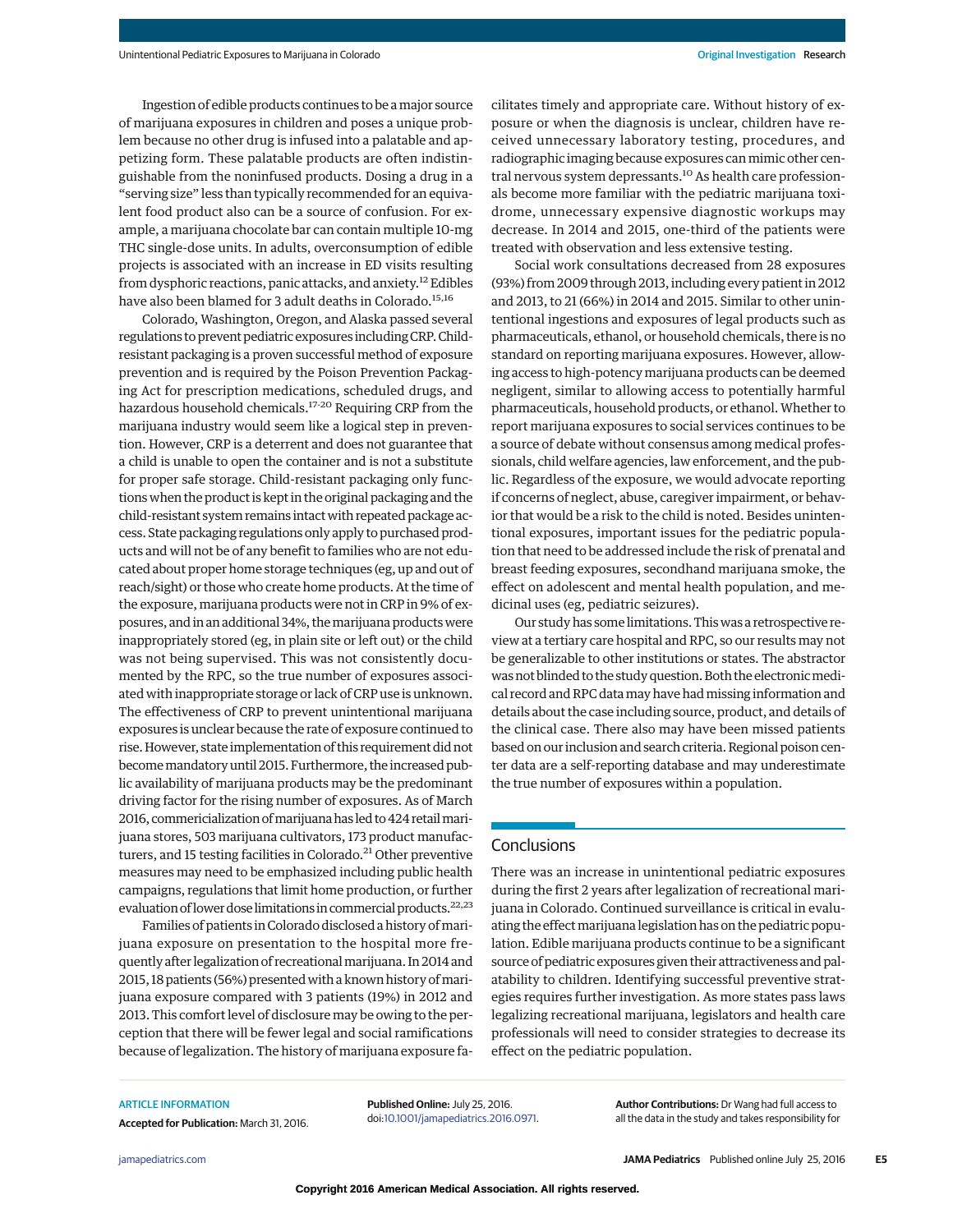Ingestion of edible products continues to be a major source of marijuana exposures in children and poses a unique problem because no other drug is infused into a palatable and appetizing form. These palatable products are often indistinguishable from the noninfused products. Dosing a drug in a "serving size" less than typically recommended for an equivalent food product also can be a source of confusion. For example, a marijuana chocolate bar can contain multiple 10-mg THC single-dose units. In adults, overconsumption of edible projects is associated with an increase in ED visits resulting from dysphoric reactions, panic attacks, and anxiety.[12] Edibles have also been blamed for 3 adult deaths in Colorado.[15,16]

Colorado, Washington, Oregon, and Alaska passed several regulations to prevent pediatric exposures including CRP. Child-resistant packaging is a proven successful method of exposure prevention and is required by the Poison Prevention Packaging Act for prescription medications, scheduled drugs, and hazardous household chemicals.[17-20] Requiring CRP from the marijuana industry would seem like a logical step in prevention. However, CRP is a deterrent and does not guarantee that a child is unable to open the container and is not a substitute for proper safe storage. Child-resistant packaging only functions when the product is kept in the original packaging and the child-resistant system remains intact with repeated package access. State packaging regulations only apply to purchased products and will not be of any benefit to families who are not educated about proper home storage techniques (eg, up and out of reach/sight) or those who create home products. At the time of the exposure, marijuana products were not in CRP in 9% of exposures, and in an additional 34%, the marijuana products were inappropriately stored (eg, in plain site or left out) or the child was not being supervised. This was not consistently documented by the RPC, so the true number of exposures associated with inappropriate storage or lack of CRP use is unknown. The effectiveness of CRP to prevent unintentional marijuana exposures is unclear because the rate of exposure continued to rise. However, state implementation of this requirement did not become mandatory until 2015. Furthermore, the increased public availability of marijuana products may be the predominant driving factor for the rising number of exposures. As of March 2016, commercialization of marijuana has led to 424 retail marijuana stores, 503 marijuana cultivators, 173 product manufacturers, and 15 testing facilities in Colorado.[21] Other preventive measures may need to be emphasized including public health campaigns, regulations that limit home production, or further evaluation of lower dose limitations in commercial products.[22,23]

Families of patients in Colorado disclosed a history of marijuana exposure on presentation to the hospital more frequently after legalization of recreational marijuana. In 2014 and 2015, 18 patients (56%) presented with a known history of marijuana exposure compared with 3 patients (19%) in 2012 and 2013. This comfort level of disclosure may be owing to the perception that there will be fewer legal and social ramifications because of legalization. The history of marijuana exposure facilitates timely and appropriate care. Without history of exposure or when the diagnosis is unclear, children have received unnecessary laboratory testing, procedures, and radiographic imaging because exposures can mimic other central nervous system depressants.[10] As health care professionals become more familiar with the pediatric marijuana toxidrome, unnecessary expensive diagnostic workups may decrease. In 2014 and 2015, one-third of the patients were treated with observation and less extensive testing.

Social work consultations decreased from 28 exposures (93%) from 2009 through 2013, including every patient in 2012 and 2013, to 21 (66%) in 2014 and 2015. Similar to other unintentional ingestions and exposures of legal products such as pharmaceuticals, ethanol, or household chemicals, there is no standard on reporting marijuana exposures. However, allowing access to high-potency marijuana products can be deemed negligent, similar to allowing access to potentially harmful pharmaceuticals, household products, or ethanol. Whether to report marijuana exposures to social services continues to be a source of debate without consensus among medical professionals, child welfare agencies, law enforcement, and the public. Regardless of the exposure, we would advocate reporting if concerns of neglect, abuse, caregiver impairment, or behavior that would be a risk to the child is noted. Besides unintentional exposures, important issues for the pediatric population that need to be addressed include the risk of prenatal and breast feeding exposures, secondhand marijuana smoke, the effect on adolescent and mental health population, and medicinal uses (eg, pediatric seizures).

Our study has some limitations. This was a retrospective review at a tertiary care hospital and RPC, so our results may not be generalizable to other institutions or states. The abstractor was not blinded to the study question. Both the electronic medical record and RPC data may have had missing information and details about the case including source, product, and details of the clinical case. There also may have been missed patients based on our inclusion and search criteria. Regional poison center data are a self-reporting database and may underestimate the true number of exposures within a population.

## Conclusions

There was an increase in unintentional pediatric exposures during the first 2 years after legalization of recreational marijuana in Colorado. Continued surveillance is critical in evaluating the effect marijuana legislation has on the pediatric population. Edible marijuana products continue to be a significant source of pediatric exposures given their attractiveness and palatability to children. Identifying successful preventive strategies requires further investigation. As more states pass laws legalizing recreational marijuana, legislators and health care professionals will need to consider strategies to decrease its effect on the pediatric population.

ARTICLE INFORMATION

**Accepted for Publication:** March 31, 2016.

**Published Online:** July 25, 2016. doi:10.1001/jamapediatrics.2016.0971.

**Author Contributions:** Dr Wang had full access to all the data in the study and takes responsibility for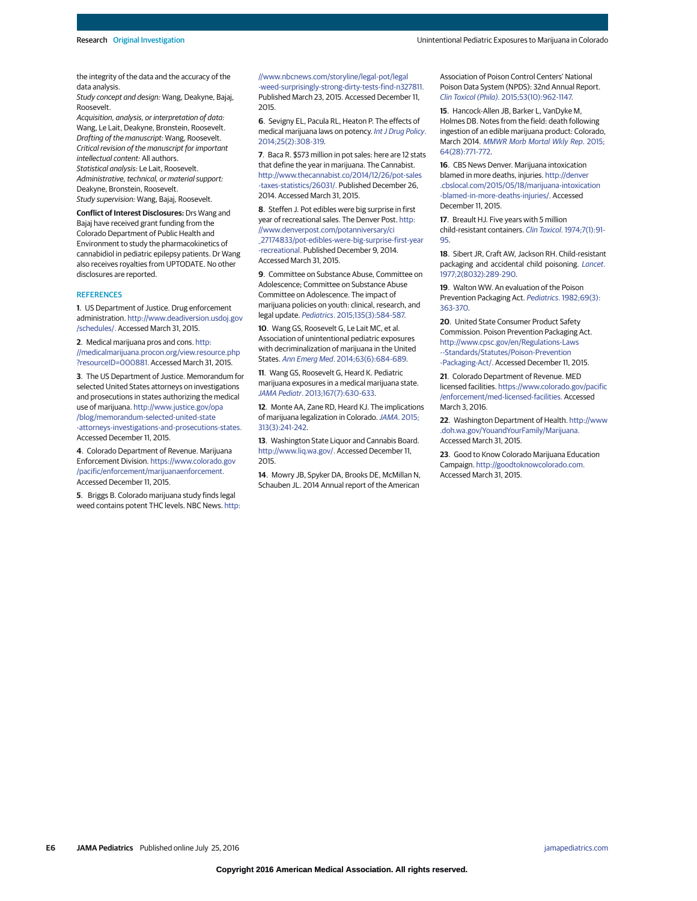the integrity of the data and the accuracy of the data analysis.

*Study concept and design:* Wang, Deakyne, Bajaj, Roosevelt.

*Acquisition, analysis, or interpretation of data:* Wang, Le Lait, Deakyne, Bronstein, Roosevelt.

*Drafting of the manuscript:* Wang, Roosevelt.

*Critical revision of the manuscript for important intellectual content:* All authors.

*Statistical analysis:* Le Lait, Roosevelt.

*Administrative, technical, or material support:* Deakyne, Bronstein, Roosevelt.

*Study supervision:* Wang, Bajaj, Roosevelt.

**Conflict of Interest Disclosures:** Drs Wang and Bajaj have received grant funding from the Colorado Department of Public Health and Environment to study the pharmacokinetics of cannabidiol in pediatric epilepsy patients. Dr Wang also receives royalties from UPTODATE. No other disclosures are reported.

## REFERENCES

**1**. US Department of Justice. Drug enforcement administration. http://www.deadiversion.usdoj.gov/schedules/. Accessed March 31, 2015.

**2**. Medical marijuana pros and cons. http://medicalmarijuana.procon.org/view.resource.php?resourceID=000881. Accessed March 31, 2015.

**3**. The US Department of Justice. Memorandum for selected United States attorneys on investigations and prosecutions in states authorizing the medical use of marijuana. http://www.justice.gov/opa/blog/memorandum-selected-united-state-attorneys-investigations-and-prosecutions-states. Accessed December 11, 2015.

**4**. Colorado Department of Revenue. Marijuana Enforcement Division. https://www.colorado.gov/pacific/enforcement/marijuanaenforcement. Accessed December 11, 2015.

**5**. Briggs B. Colorado marijuana study finds legal weed contains potent THC levels. NBC News. http://www.nbcnews.com/storyline/legal-pot/legal-weed-surprisingly-strong-dirty-tests-find-n327811. Published March 23, 2015. Accessed December 11, 2015.

**6**. Sevigny EL, Pacula RL, Heaton P. The effects of medical marijuana laws on potency. *Int J Drug Policy*. 2014;25(2):308-319.

**7**. Baca R. $573 million in pot sales: here are 12 stats that define the year in marijuana. The Cannabist. http://www.thecannabist.co/2014/12/26/pot-sales-taxes-statistics/26031/. Published December 26, 2014. Accessed March 31, 2015.

**8**. Steffen J. Pot edibles were big surprise in first year of recreational sales. The Denver Post. http://www.denverpost.com/potanniversary/ci_27174833/pot-edibles-were-big-surprise-first-year-recreational. Published December 9, 2014. Accessed March 31, 2015.

**9**. Committee on Substance Abuse, Committee on Adolescence; Committee on Substance Abuse Committee on Adolescence. The impact of marijuana policies on youth: clinical, research, and legal update. *Pediatrics*. 2015;135(3):584-587.

**10**. Wang GS, Roosevelt G, Le Lait MC, et al. Association of unintentional pediatric exposures with decriminalization of marijuana in the United States. *Ann Emerg Med*. 2014;63(6):684-689.

**11**. Wang GS, Roosevelt G, Heard K. Pediatric marijuana exposures in a medical marijuana state. *JAMA Pediatr*. 2013;167(7):630-633.

**12**. Monte AA, Zane RD, Heard KJ. The implications of marijuana legalization in Colorado. *JAMA*. 2015;313(3):241-242.

**13**. Washington State Liquor and Cannabis Board. http://www.liq.wa.gov/. Accessed December 11, 2015.

**14**. Mowry JB, Spyker DA, Brooks DE, McMillan N, Schauben JL. 2014 Annual report of the American Association of Poison Control Centers' National Poison Data System (NPDS): 32nd Annual Report. *Clin Toxicol (Phila)*. 2015;53(10):962-1147.

**15**. Hancock-Allen JB, Barker L, VanDyke M, Holmes DB. Notes from the field: death following ingestion of an edible marijuana product: Colorado, March 2014. *MMWR Morb Mortal Wkly Rep*. 2015;64(28):771-772.

**16**. CBS News Denver. Marijuana intoxication blamed in more deaths, injuries. http://denver.cbslocal.com/2015/05/18/marijuana-intoxication-blamed-in-more-deaths-injuries/. Accessed December 11, 2015.

**17**. Breault HJ. Five years with 5 million child-resistant containers. *Clin Toxicol*. 1974;7(1):91-95.

**18**. Sibert JR, Craft AW, Jackson RH. Child-resistant packaging and accidental child poisoning. *Lancet*. 1977;2(8032):289-290.

**19**. Walton WW. An evaluation of the Poison Prevention Packaging Act. *Pediatrics*. 1982;69(3):363-370.

**20**. United State Consumer Product Safety Commission. Poison Prevention Packaging Act. http://www.cpsc.gov/en/Regulations-Laws--Standards/Statutes/Poison-Prevention-Packaging-Act/. Accessed December 11, 2015.

**21**. Colorado Department of Revenue. MED licensed facilities. https://www.colorado.gov/pacific/enforcement/med-licensed-facilities. Accessed March 3, 2016.

**22**. Washington Department of Health. http://www.doh.wa.gov/YouandYourFamily/Marijuana. Accessed March 31, 2015.

**23**. Good to Know Colorado Marijuana Education Campaign. http://goodtoknowcolorado.com. Accessed March 31, 2015.